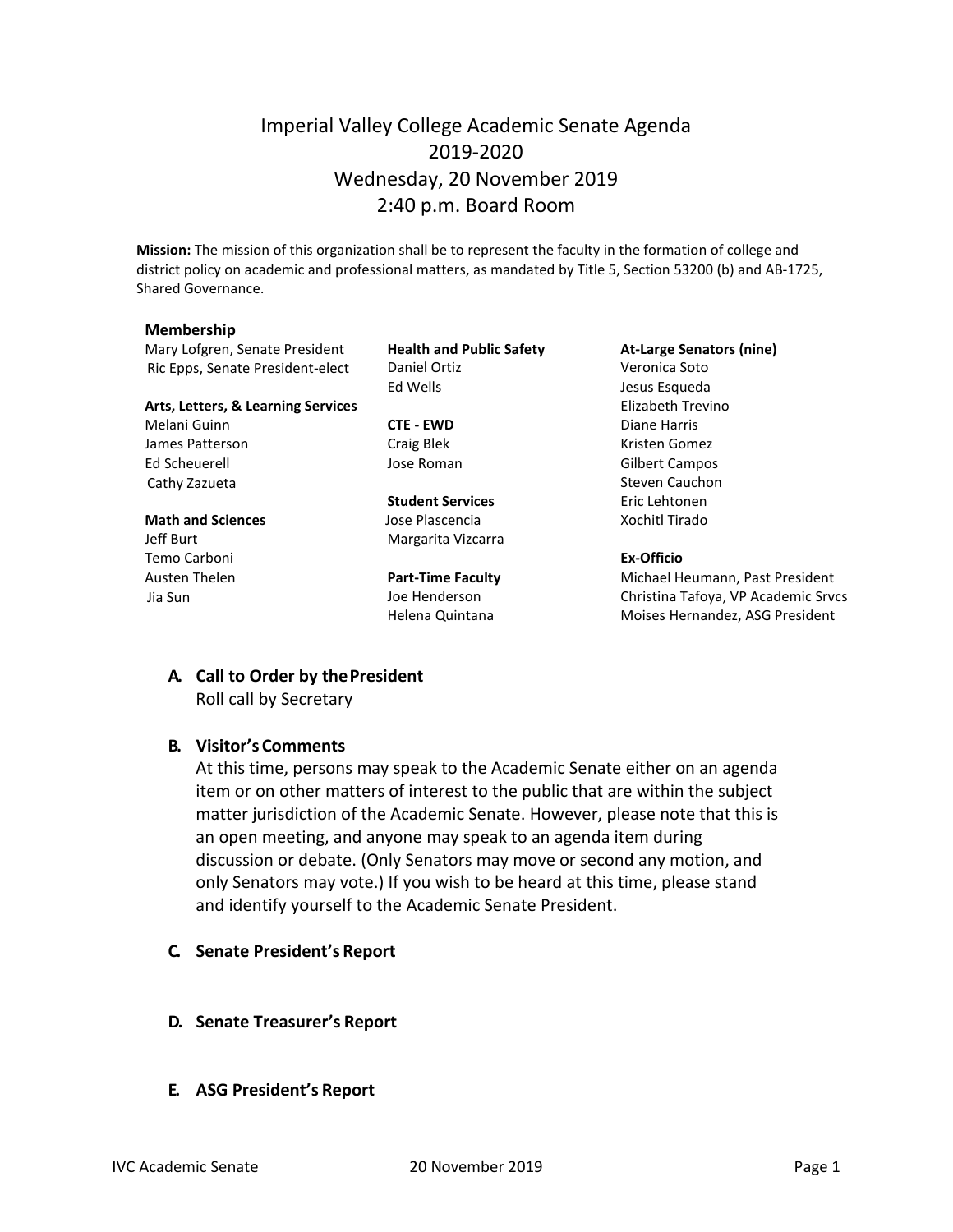# Imperial Valley College Academic Senate Agenda
## 2019-2020
## Wednesday, 20 November 2019
## 2:40 p.m. Board Room

**Mission:** The mission of this organization shall be to represent the faculty in the formation of college and district policy on academic and professional matters, as mandated by Title 5, Section 53200 (b) and AB-1725, Shared Governance.

**Membership**

Mary Lofgren, Senate President
Ric Epps, Senate President-elect

**Arts, Letters, & Learning Services**
Melani Guinn
James Patterson
Ed Scheuerell
Cathy Zazueta

**Math and Sciences**
Jeff Burt
Temo Carboni
Austen Thelen
Jia Sun

**Health and Public Safety**
Daniel Ortiz
Ed Wells

**CTE - EWD**
Craig Blek
Jose Roman

**Student Services**
Jose Plascencia
Margarita Vizcarra

**Part-Time Faculty**
Joe Henderson
Helena Quintana

**At-Large Senators (nine)**
Veronica Soto
Jesus Esqueda
Elizabeth Trevino
Diane Harris
Kristen Gomez
Gilbert Campos
Steven Cauchon
Eric Lehtonen
Xochitl Tirado

**Ex-Officio**
Michael Heumann, Past President
Christina Tafoya, VP Academic Srvcs
Moises Hernandez, ASG President

**A. Call to Order by the President**

Roll call by Secretary

**B. Visitor's Comments**

At this time, persons may speak to the Academic Senate either on an agenda item or on other matters of interest to the public that are within the subject matter jurisdiction of the Academic Senate. However, please note that this is an open meeting, and anyone may speak to an agenda item during discussion or debate. (Only Senators may move or second any motion, and only Senators may vote.) If you wish to be heard at this time, please stand and identify yourself to the Academic Senate President.

**C. Senate President's Report**

**D. Senate Treasurer's Report**

**E. ASG President's Report**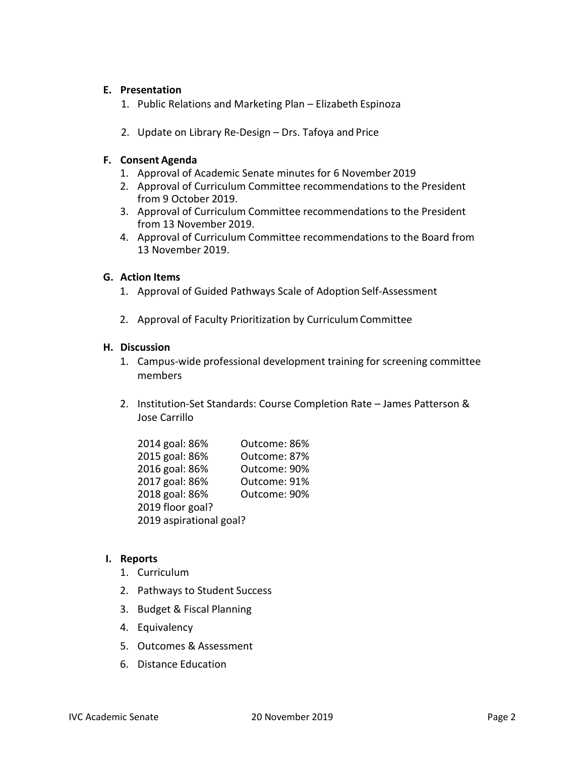**E. Presentation**

1. Public Relations and Marketing Plan – Elizabeth Espinoza

2. Update on Library Re-Design – Drs. Tafoya and Price

**F. Consent Agenda**

1. Approval of Academic Senate minutes for 6 November 2019
2. Approval of Curriculum Committee recommendations to the President from 9 October 2019.
3. Approval of Curriculum Committee recommendations to the President from 13 November 2019.
4. Approval of Curriculum Committee recommendations to the Board from 13 November 2019.

**G. Action Items**

1. Approval of Guided Pathways Scale of Adoption Self-Assessment

2. Approval of Faculty Prioritization by Curriculum Committee

**H. Discussion**

1. Campus-wide professional development training for screening committee members

2. Institution-Set Standards: Course Completion Rate – James Patterson & Jose Carrillo

   2014 goal: 86% Outcome: 86%
   2015 goal: 86% Outcome: 87%
   2016 goal: 86% Outcome: 90%
   2017 goal: 86% Outcome: 91%
   2018 goal: 86% Outcome: 90%
   2019 floor goal?
   2019 aspirational goal?

**I. Reports**

1. Curriculum
2. Pathways to Student Success
3. Budget & Fiscal Planning
4. Equivalency
5. Outcomes & Assessment
6. Distance Education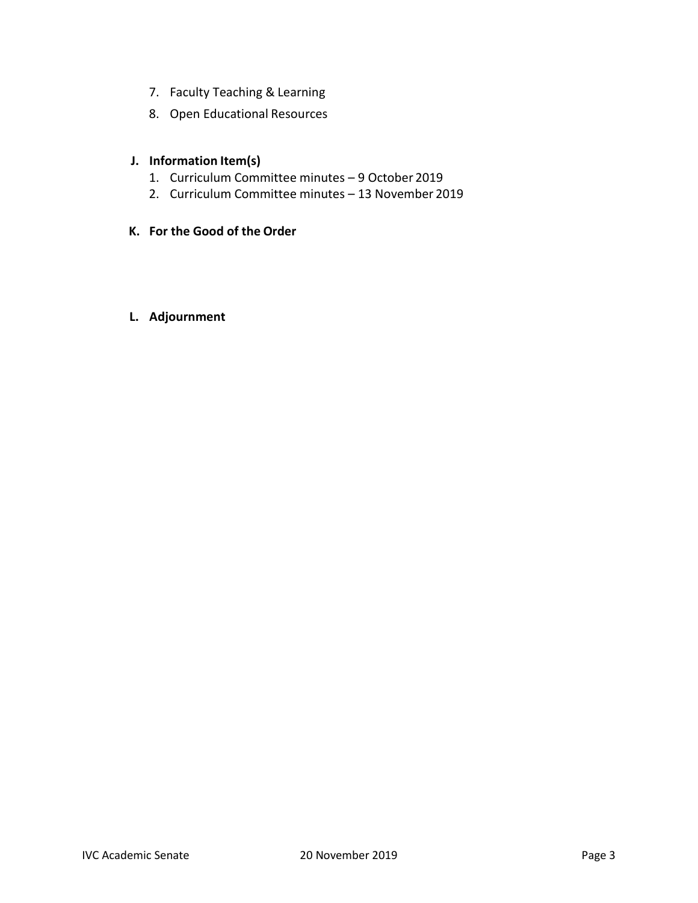7. Faculty Teaching & Learning
8. Open Educational Resources

**J. Information Item(s)**

1. Curriculum Committee minutes – 9 October 2019
2. Curriculum Committee minutes – 13 November 2019

**K. For the Good of the Order**

**L. Adjournment**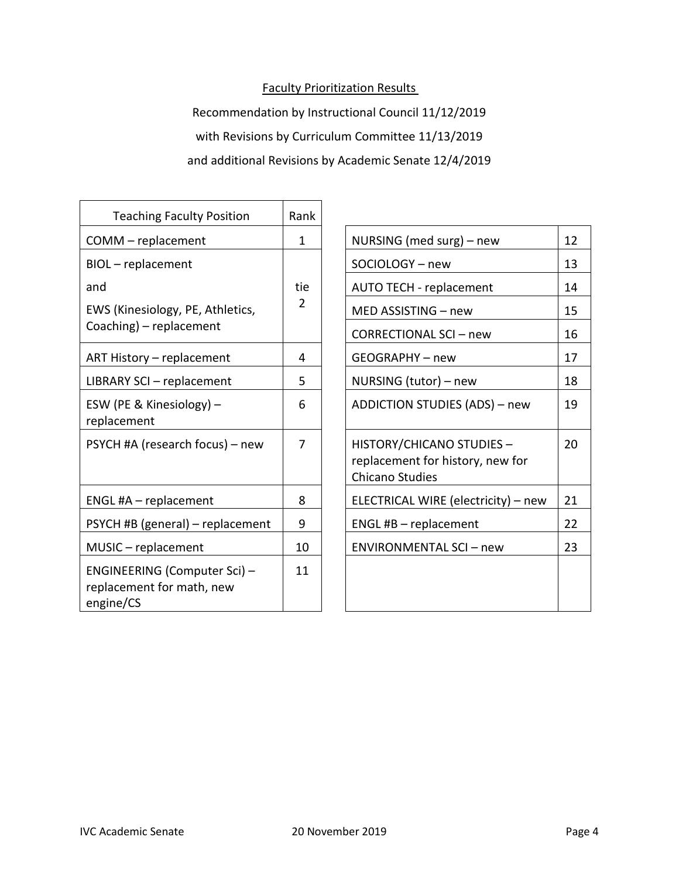Faculty Prioritization Results

Recommendation by Instructional Council 11/12/2019

with Revisions by Curriculum Committee 11/13/2019

and additional Revisions by Academic Senate 12/4/2019

| Teaching Faculty Position | Rank |
|---|---|
| COMM – replacement | 1 |
| BIOL – replacement and EWS (Kinesiology, PE, Athletics, Coaching) – replacement | tie 2 |
| ART History – replacement | 4 |
| LIBRARY SCI – replacement | 5 |
| ESW (PE & Kinesiology) – replacement | 6 |
| PSYCH #A (research focus) – new | 7 |
| ENGL #A – replacement | 8 |
| PSYCH #B (general) – replacement | 9 |
| MUSIC – replacement | 10 |
| ENGINEERING (Computer Sci) – replacement for math, new engine/CS | 11 |
| NURSING (med surg) – new | 12 |
| SOCIOLOGY – new | 13 |
| AUTO TECH - replacement | 14 |
| MED ASSISTING – new | 15 |
| CORRECTIONAL SCI – new | 16 |
| GEOGRAPHY – new | 17 |
| NURSING (tutor) – new | 18 |
| ADDICTION STUDIES (ADS) – new | 19 |
| HISTORY/CHICANO STUDIES – replacement for history, new for Chicano Studies | 20 |
| ELECTRICAL WIRE (electricity) – new | 21 |
| ENGL #B – replacement | 22 |
| ENVIRONMENTAL SCI – new | 23 |